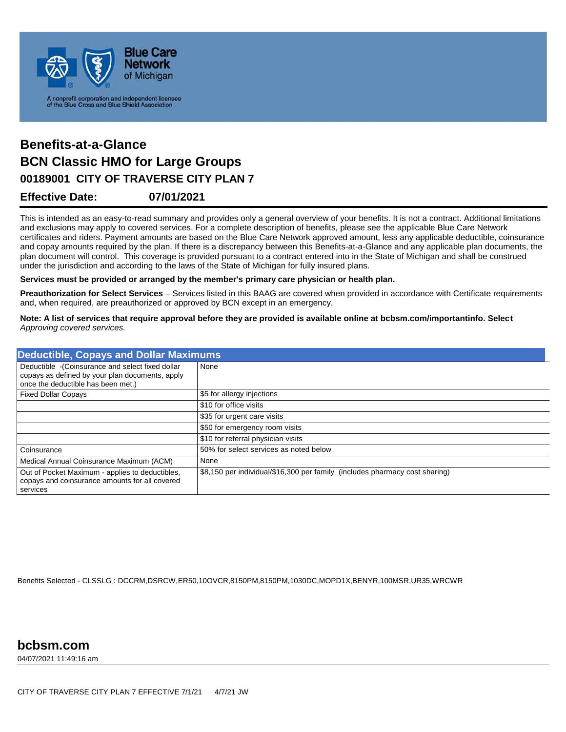Blue Care Network of Michigan

A nonprofit corporation and independent licensee of the Blue Cross and Blue Shield Association

# Benefits-at-a-Glance

# BCN Classic HMO for Large Groups

## 00189001 CITY OF TRAVERSE CITY PLAN 7

## Effective Date: 07/01/2021

This is intended as an easy-to-read summary and provides only a general overview of your benefits. It is not a contract. Additional limitations and exclusions may apply to covered services. For a complete description of benefits, please see the applicable Blue Care Network certificates and riders. Payment amounts are based on the Blue Care Network approved amount, less any applicable deductible, coinsurance and copay amounts required by the plan. If there is a discrepancy between this Benefits-at-a-Glance and any applicable plan documents, the plan document will control. This coverage is provided pursuant to a contract entered into in the State of Michigan and shall be construed under the jurisdiction and according to the laws of the State of Michigan for fully insured plans.

**Services must be provided or arranged by the member's primary care physician or health plan.**

**Preauthorization for Select Services** – Services listed in this BAAG are covered when provided in accordance with Certificate requirements and, when required, are preauthorized or approved by BCN except in an emergency.

**Note: A list of services that require approval before they are provided is available online at bcbsm.com/importantinfo. Select** *Approving covered services.*

| Deductible, Copays and Dollar Maximums | |
|---|---|
| Deductible -(Coinsurance and select fixed dollar copays as defined by your plan documents, apply once the deductible has been met.) | None |
| Fixed Dollar Copays | $5 for allergy injections |
| | $10 for office visits |
| | $35 for urgent care visits |
| | $50 for emergency room visits |
| | $10 for referral physician visits |
| Coinsurance | 50% for select services as noted below |
| Medical Annual Coinsurance Maximum (ACM) | None |
| Out of Pocket Maximum - applies to deductibles, copays and coinsurance amounts for all covered services | $8,150 per individual/$16,300 per family (includes pharmacy cost sharing) |

Benefits Selected - CLSSLG : DCCRM,DSRCW,ER50,10OVCR,8150PM,8150PM,1030DC,MOPD1X,BENYR,100MSR,UR35,WRCWR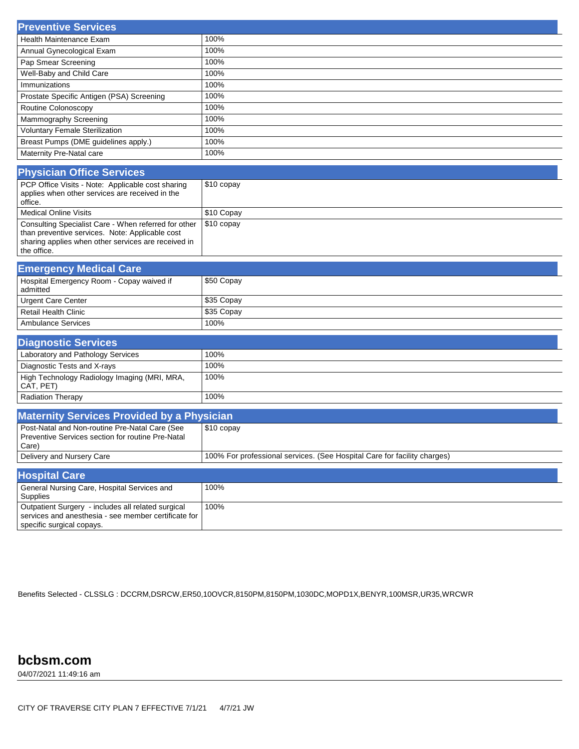## Preventive Services

| Service | Coverage |
|---|---|
| Health Maintenance Exam | 100% |
| Annual Gynecological Exam | 100% |
| Pap Smear Screening | 100% |
| Well-Baby and Child Care | 100% |
| Immunizations | 100% |
| Prostate Specific Antigen (PSA) Screening | 100% |
| Routine Colonoscopy | 100% |
| Mammography Screening | 100% |
| Voluntary Female Sterilization | 100% |
| Breast Pumps (DME guidelines apply.) | 100% |
| Maternity Pre-Natal care | 100% |

## Physician Office Services

| Service | Coverage |
|---|---|
| PCP Office Visits - Note: Applicable cost sharing applies when other services are received in the office. | $10 copay |
| Medical Online Visits | $10 Copay |
| Consulting Specialist Care - When referred for other than preventive services. Note: Applicable cost sharing applies when other services are received in the office. | $10 copay |

## Emergency Medical Care

| Service | Coverage |
|---|---|
| Hospital Emergency Room - Copay waived if admitted | $50 Copay |
| Urgent Care Center | $35 Copay |
| Retail Health Clinic | $35 Copay |
| Ambulance Services | 100% |

## Diagnostic Services

| Service | Coverage |
|---|---|
| Laboratory and Pathology Services | 100% |
| Diagnostic Tests and X-rays | 100% |
| High Technology Radiology Imaging (MRI, MRA, CAT, PET) | 100% |
| Radiation Therapy | 100% |

## Maternity Services Provided by a Physician

| Service | Coverage |
|---|---|
| Post-Natal and Non-routine Pre-Natal Care (See Preventive Services section for routine Pre-Natal Care) | $10 copay |
| Delivery and Nursery Care | 100% For professional services. (See Hospital Care for facility charges) |

## Hospital Care

| Service | Coverage |
|---|---|
| General Nursing Care, Hospital Services and Supplies | 100% |
| Outpatient Surgery - includes all related surgical services and anesthesia - see member certificate for specific surgical copays. | 100% |

Benefits Selected - CLSSLG : DCCRM,DSRCW,ER50,10OVCR,8150PM,8150PM,1030DC,MOPD1X,BENYR,100MSR,UR35,WRCWR

**bcbsm.com**

04/07/2021 11:49:16 am

CITY OF TRAVERSE CITY PLAN 7 EFFECTIVE 7/1/21 4/7/21 JW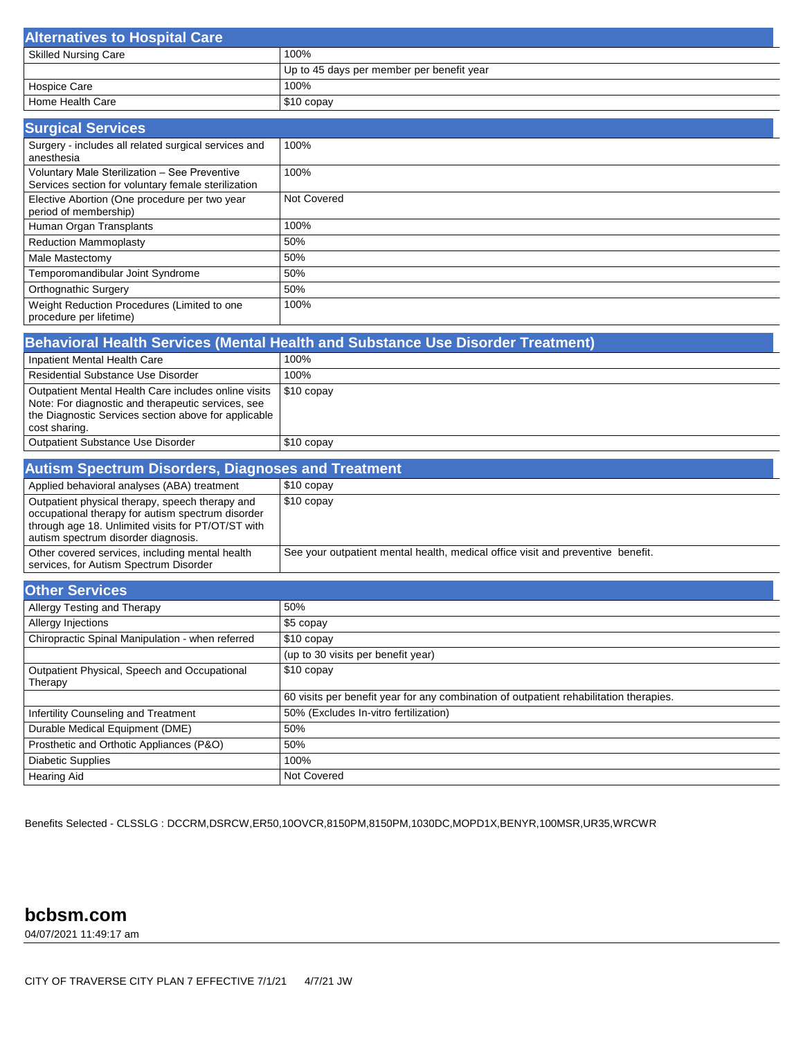## Alternatives to Hospital Care

| | |
|---|---|
| Skilled Nursing Care | 100% |
| | Up to 45 days per member per benefit year |
| Hospice Care | 100% |
| Home Health Care | $10 copay |

## Surgical Services

| | |
|---|---|
| Surgery - includes all related surgical services and anesthesia | 100% |
| Voluntary Male Sterilization – See Preventive Services section for voluntary female sterilization | 100% |
| Elective Abortion (One procedure per two year period of membership) | Not Covered |
| Human Organ Transplants | 100% |
| Reduction Mammoplasty | 50% |
| Male Mastectomy | 50% |
| Temporomandibular Joint Syndrome | 50% |
| Orthognathic Surgery | 50% |
| Weight Reduction Procedures (Limited to one procedure per lifetime) | 100% |

## Behavioral Health Services (Mental Health and Substance Use Disorder Treatment)

| | |
|---|---|
| Inpatient Mental Health Care | 100% |
| Residential Substance Use Disorder | 100% |
| Outpatient Mental Health Care includes online visits Note: For diagnostic and therapeutic services, see the Diagnostic Services section above for applicable cost sharing. | $10 copay |
| Outpatient Substance Use Disorder | $10 copay |

## Autism Spectrum Disorders, Diagnoses and Treatment

| | |
|---|---|
| Applied behavioral analyses (ABA) treatment | $10 copay |
| Outpatient physical therapy, speech therapy and occupational therapy for autism spectrum disorder through age 18. Unlimited visits for PT/OT/ST with autism spectrum disorder diagnosis. | $10 copay |
| Other covered services, including mental health services, for Autism Spectrum Disorder | See your outpatient mental health, medical office visit and preventive benefit. |

## Other Services

| | |
|---|---|
| Allergy Testing and Therapy | 50% |
| Allergy Injections | $5 copay |
| Chiropractic Spinal Manipulation - when referred | $10 copay |
| | (up to 30 visits per benefit year) |
| Outpatient Physical, Speech and Occupational Therapy | $10 copay |
| | 60 visits per benefit year for any combination of outpatient rehabilitation therapies. |
| Infertility Counseling and Treatment | 50% (Excludes In-vitro fertilization) |
| Durable Medical Equipment (DME) | 50% |
| Prosthetic and Orthotic Appliances (P&O) | 50% |
| Diabetic Supplies | 100% |
| Hearing Aid | Not Covered |

Benefits Selected - CLSSLG : DCCRM,DSRCW,ER50,10OVCR,8150PM,8150PM,1030DC,MOPD1X,BENYR,100MSR,UR35,WRCWR

**bcbsm.com**

04/07/2021 11:49:17 am

CITY OF TRAVERSE CITY PLAN 7 EFFECTIVE 7/1/21 4/7/21 JW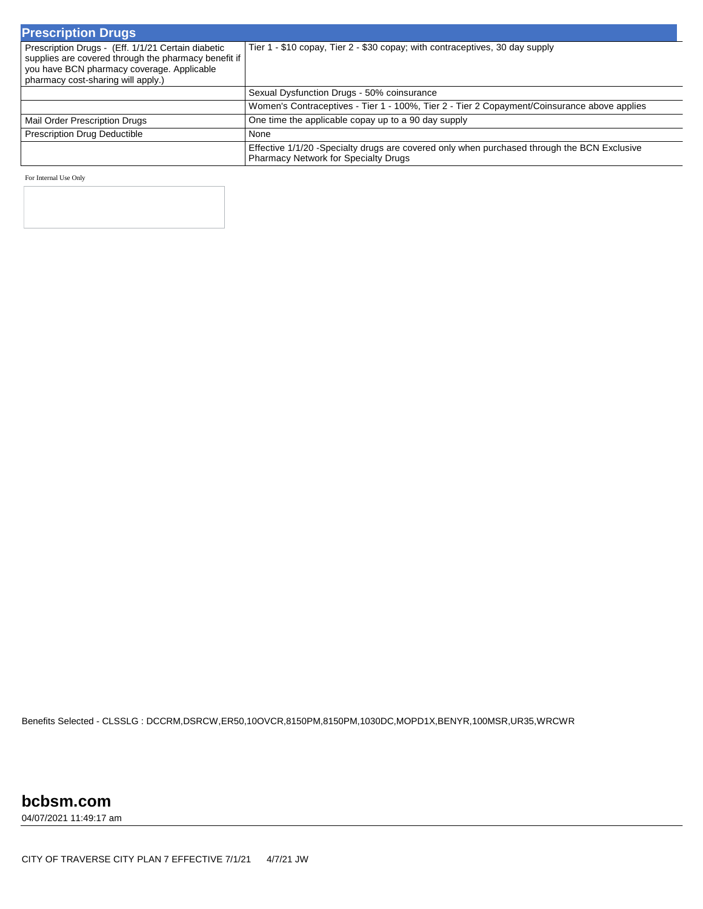## Prescription Drugs

| | |
|---|---|
| Prescription Drugs - (Eff. 1/1/21 Certain diabetic supplies are covered through the pharmacy benefit if you have BCN pharmacy coverage. Applicable pharmacy cost-sharing will apply.) | Tier 1 - $10 copay, Tier 2 - $30 copay; with contraceptives, 30 day supply |
| | Sexual Dysfunction Drugs - 50% coinsurance |
| | Women's Contraceptives - Tier 1 - 100%, Tier 2 - Tier 2 Copayment/Coinsurance above applies |
| Mail Order Prescription Drugs | One time the applicable copay up to a 90 day supply |
| Prescription Drug Deductible | None |
| | Effective 1/1/20 -Specialty drugs are covered only when purchased through the BCN Exclusive Pharmacy Network for Specialty Drugs |

For Internal Use Only

Benefits Selected - CLSSLG : DCCRM,DSRCW,ER50,10OVCR,8150PM,8150PM,1030DC,MOPD1X,BENYR,100MSR,UR35,WRCWR

**bcbsm.com**

04/07/2021 11:49:17 am

CITY OF TRAVERSE CITY PLAN 7 EFFECTIVE 7/1/21 4/7/21 JW